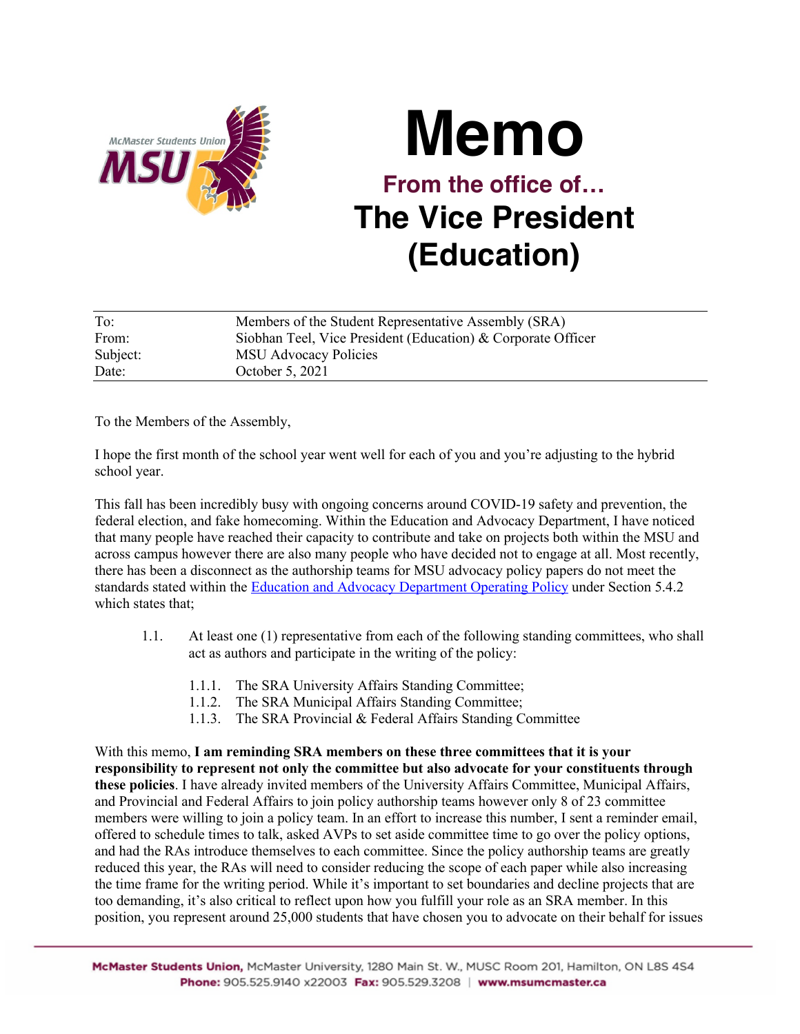# Memo

## From the office of…

## The Vice President (Education)

| | |
|---|---|
| To: | Members of the Student Representative Assembly (SRA) |
| From: | Siobhan Teel, Vice President (Education) & Corporate Officer |
| Subject: | MSU Advocacy Policies |
| Date: | October 5, 2021 |

To the Members of the Assembly,

I hope the first month of the school year went well for each of you and you're adjusting to the hybrid school year.

This fall has been incredibly busy with ongoing concerns around COVID-19 safety and prevention, the federal election, and fake homecoming. Within the Education and Advocacy Department, I have noticed that many people have reached their capacity to contribute and take on projects both within the MSU and across campus however there are also many people who have decided not to engage at all. Most recently, there has been a disconnect as the authorship teams for MSU advocacy policy papers do not meet the standards stated within the Education and Advocacy Department Operating Policy under Section 5.4.2 which states that;

1.1. At least one (1) representative from each of the following standing committees, who shall act as authors and participate in the writing of the policy:

   1.1.1. The SRA University Affairs Standing Committee;
   1.1.2. The SRA Municipal Affairs Standing Committee;
   1.1.3. The SRA Provincial & Federal Affairs Standing Committee

With this memo, **I am reminding SRA members on these three committees that it is your responsibility to represent not only the committee but also advocate for your constituents through these policies**. I have already invited members of the University Affairs Committee, Municipal Affairs, and Provincial and Federal Affairs to join policy authorship teams however only 8 of 23 committee members were willing to join a policy team. In an effort to increase this number, I sent a reminder email, offered to schedule times to talk, asked AVPs to set aside committee time to go over the policy options, and had the RAs introduce themselves to each committee. Since the policy authorship teams are greatly reduced this year, the RAs will need to consider reducing the scope of each paper while also increasing the time frame for the writing period. While it's important to set boundaries and decline projects that are too demanding, it's also critical to reflect upon how you fulfill your role as an SRA member. In this position, you represent around 25,000 students that have chosen you to advocate on their behalf for issues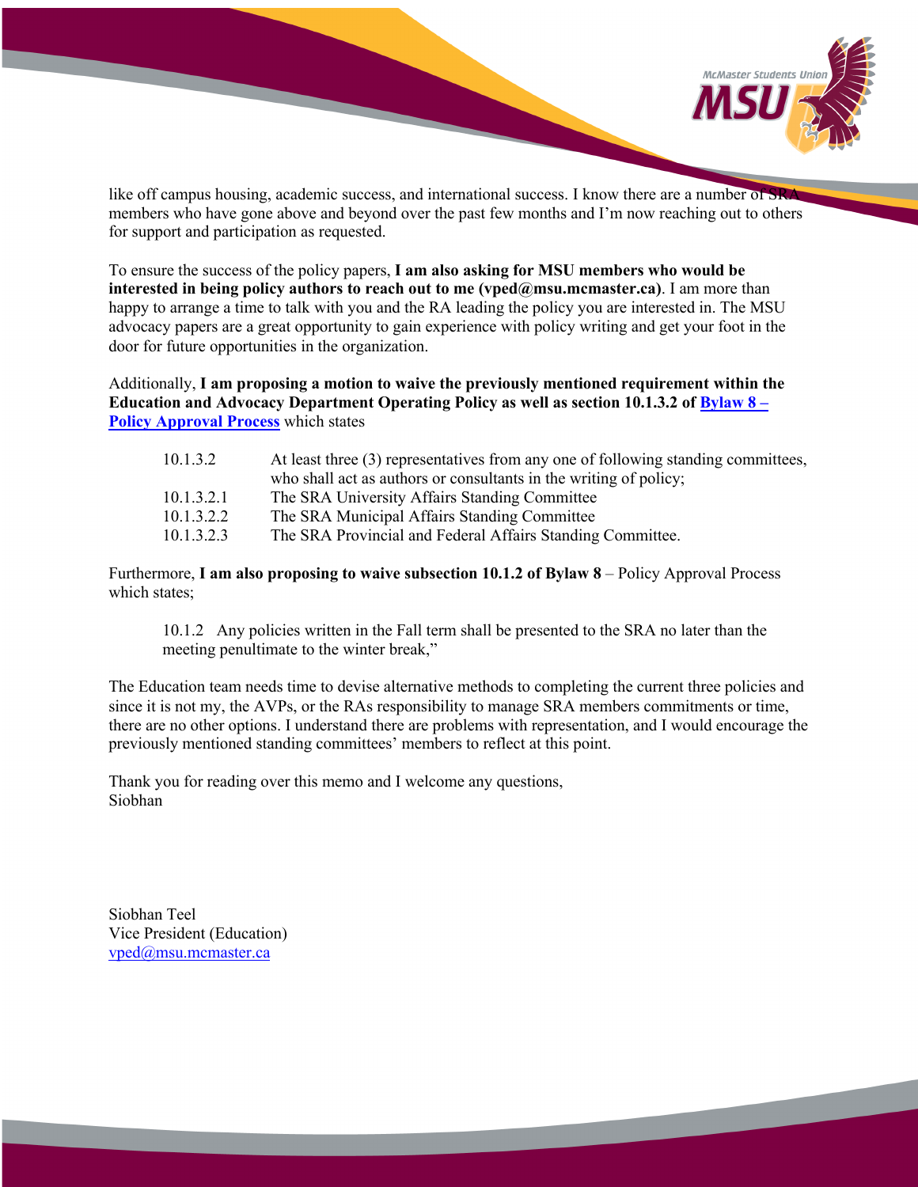like off campus housing, academic success, and international success. I know there are a number of SRA members who have gone above and beyond over the past few months and I'm now reaching out to others for support and participation as requested.

To ensure the success of the policy papers, **I am also asking for MSU members who would be interested in being policy authors to reach out to me (vped@msu.mcmaster.ca)**. I am more than happy to arrange a time to talk with you and the RA leading the policy you are interested in. The MSU advocacy papers are a great opportunity to gain experience with policy writing and get your foot in the door for future opportunities in the organization.

Additionally, **I am proposing a motion to waive the previously mentioned requirement within the Education and Advocacy Department Operating Policy as well as section 10.1.3.2 of [Bylaw 8 – Policy Approval Process]** which states

| | |
|---|---|
| 10.1.3.2 | At least three (3) representatives from any one of following standing committees, who shall act as authors or consultants in the writing of policy; |
| 10.1.3.2.1 | The SRA University Affairs Standing Committee |
| 10.1.3.2.2 | The SRA Municipal Affairs Standing Committee |
| 10.1.3.2.3 | The SRA Provincial and Federal Affairs Standing Committee. |

Furthermore, **I am also proposing to waive subsection 10.1.2 of Bylaw 8** – Policy Approval Process which states;

> 10.1.2 Any policies written in the Fall term shall be presented to the SRA no later than the meeting penultimate to the winter break,"

The Education team needs time to devise alternative methods to completing the current three policies and since it is not my, the AVPs, or the RAs responsibility to manage SRA members commitments or time, there are no other options. I understand there are problems with representation, and I would encourage the previously mentioned standing committees' members to reflect at this point.

Thank you for reading over this memo and I welcome any questions,
Siobhan

Siobhan Teel
Vice President (Education)
vped@msu.mcmaster.ca